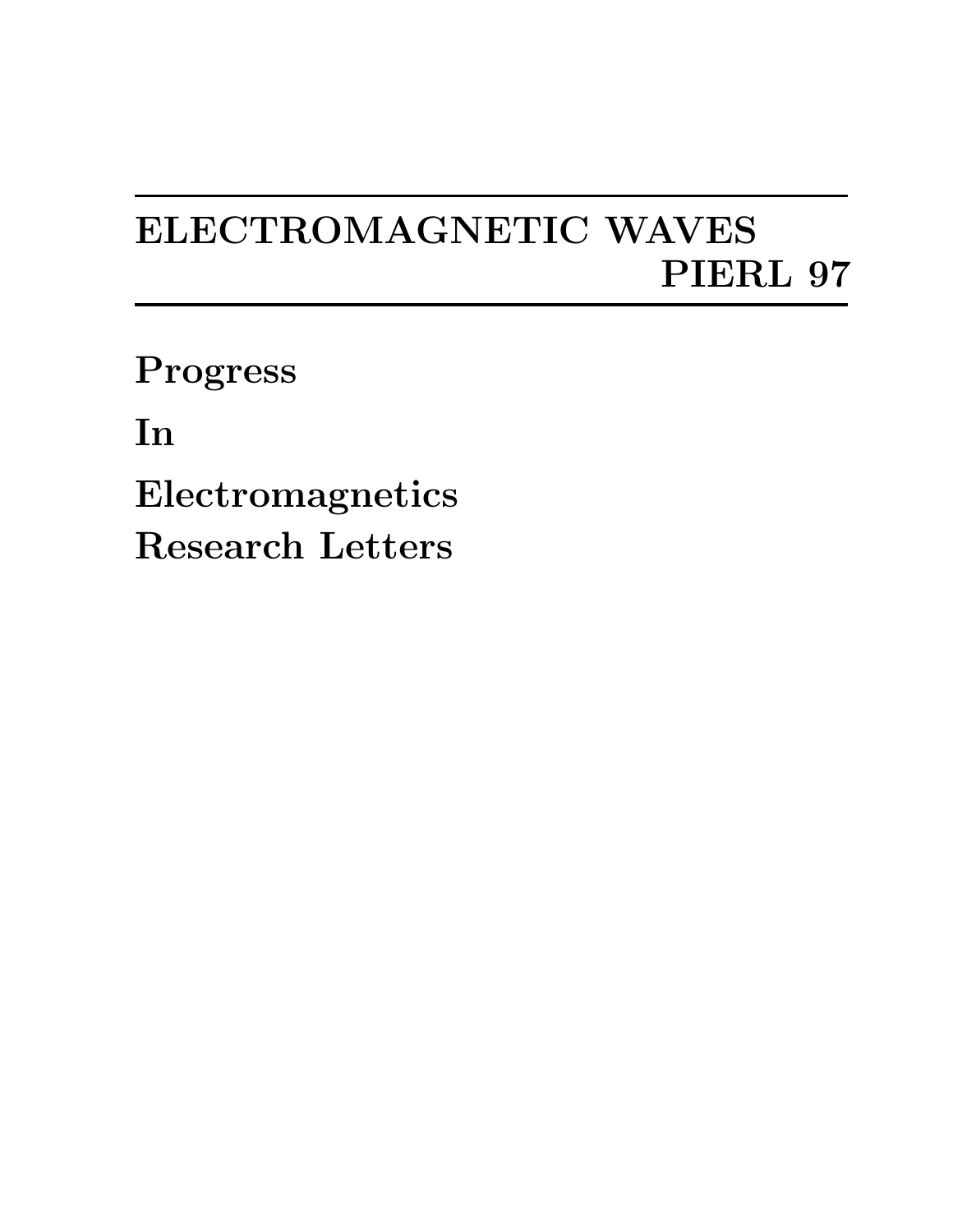# ELECTROMAGNETIC WAVES

## PIERL 97

**Progress**

**In**

**Electromagnetics**

**Research Letters**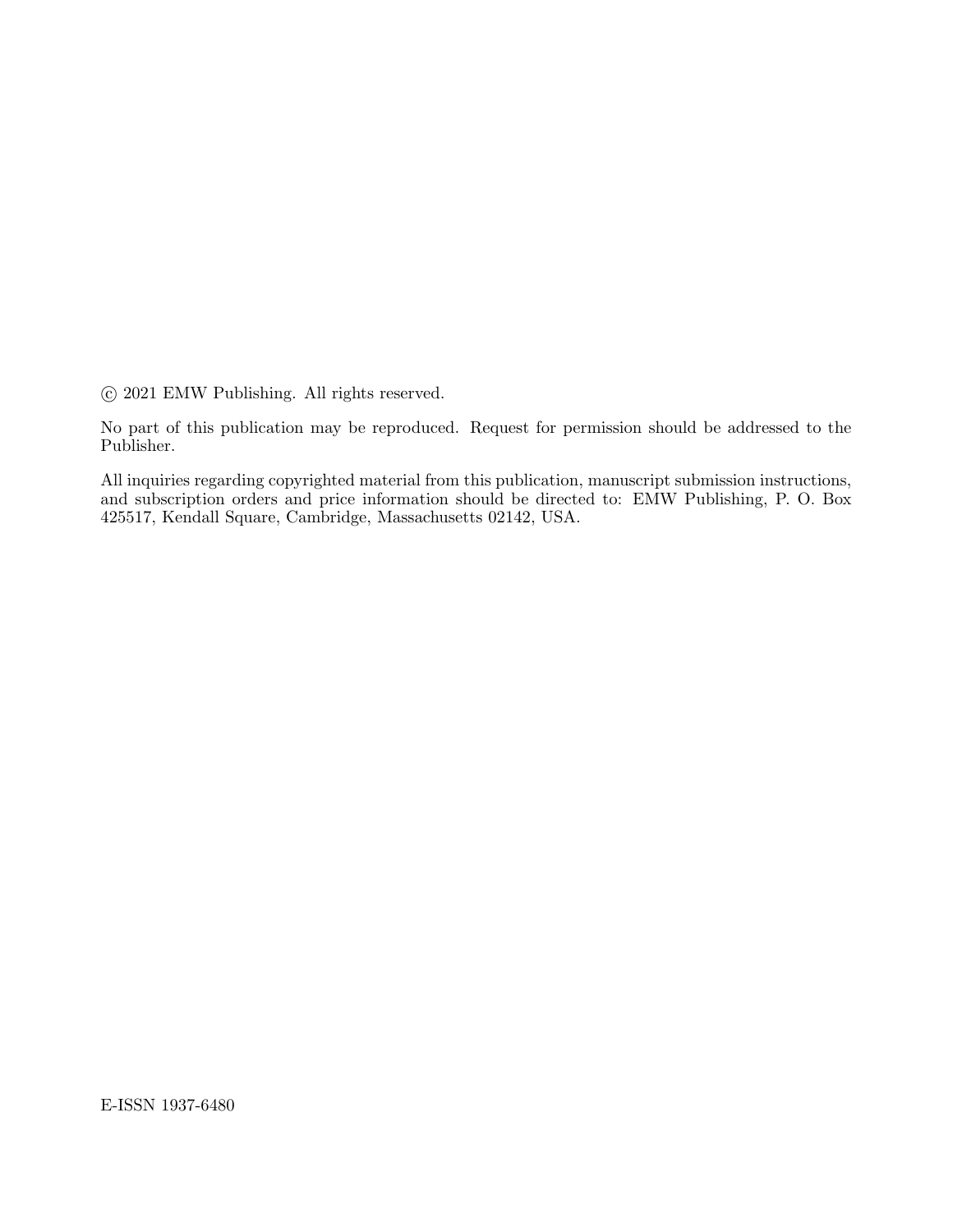© 2021 EMW Publishing. All rights reserved.

No part of this publication may be reproduced. Request for permission should be addressed to the Publisher.

All inquiries regarding copyrighted material from this publication, manuscript submission instructions, and subscription orders and price information should be directed to: EMW Publishing, P. O. Box 425517, Kendall Square, Cambridge, Massachusetts 02142, USA.

E-ISSN 1937-6480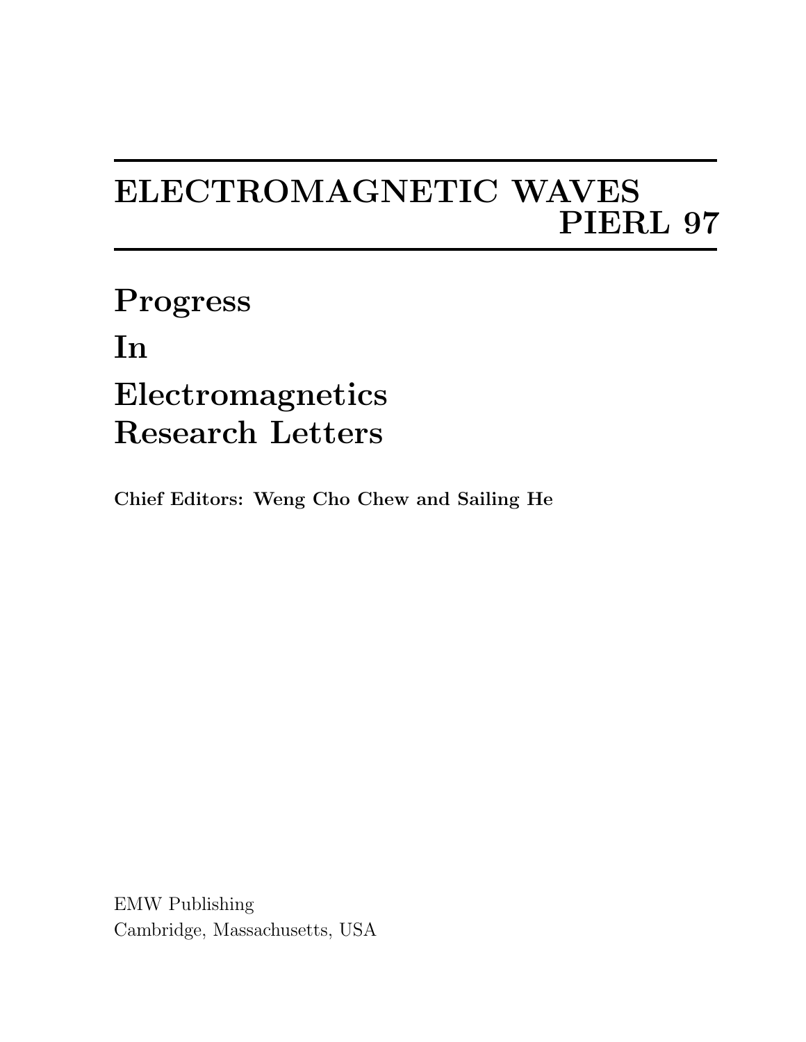# ELECTROMAGNETIC WAVES
# PIERL 97

## Progress
## In
## Electromagnetics
## Research Letters

**Chief Editors: Weng Cho Chew and Sailing He**

EMW Publishing
Cambridge, Massachusetts, USA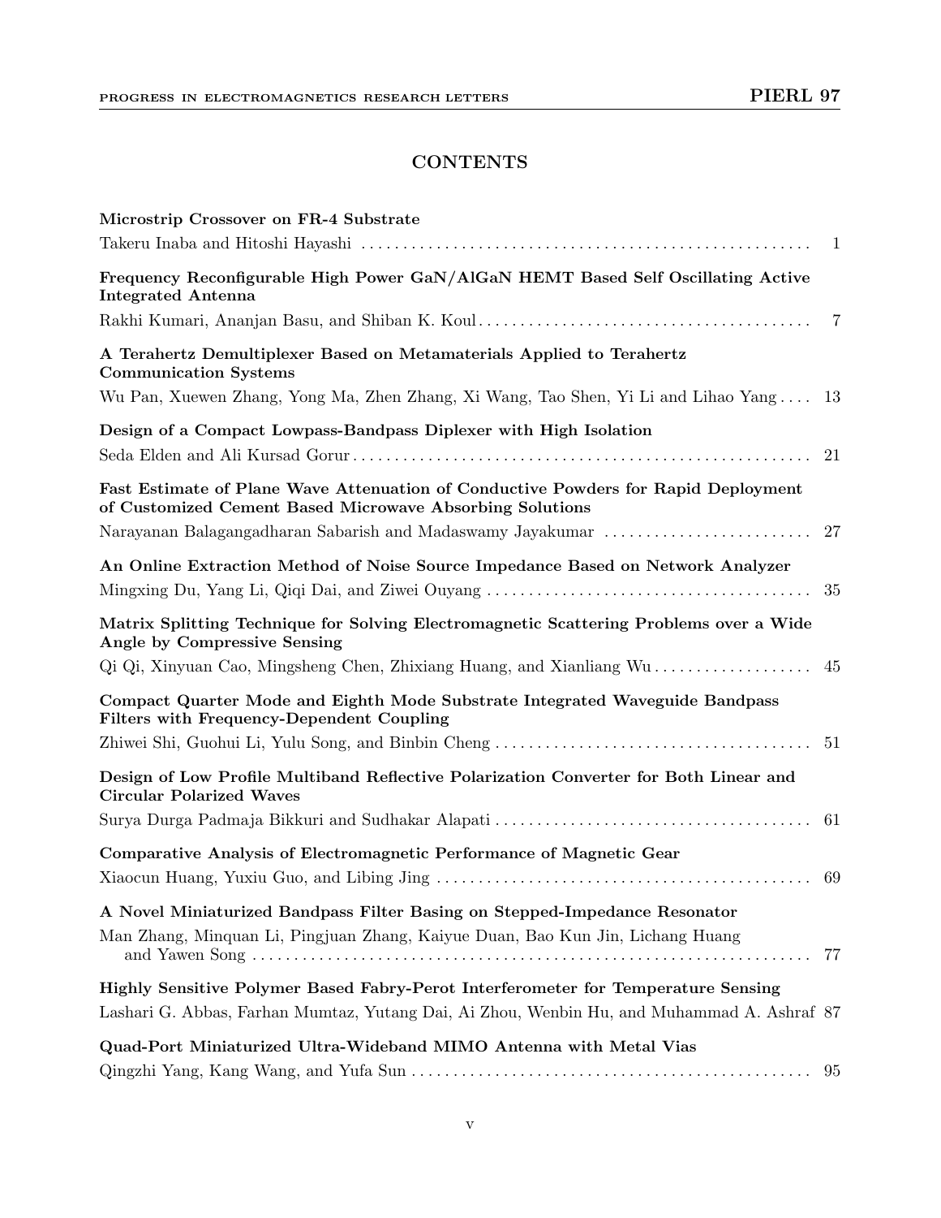## CONTENTS

**Microstrip Crossover on FR-4 Substrate**
Takeru Inaba and Hitoshi Hayashi ........................................................ 1

**Frequency Reconfigurable High Power GaN/AlGaN HEMT Based Self Oscillating Active Integrated Antenna**
Rakhi Kumari, Ananjan Basu, and Shiban K. Koul........................................ 7

**A Terahertz Demultiplexer Based on Metamaterials Applied to Terahertz Communication Systems**
Wu Pan, Xuewen Zhang, Yong Ma, Zhen Zhang, Xi Wang, Tao Shen, Yi Li and Lihao Yang .... 13

**Design of a Compact Lowpass-Bandpass Diplexer with High Isolation**
Seda Elden and Ali Kursad Gorur........................................................ 21

**Fast Estimate of Plane Wave Attenuation of Conductive Powders for Rapid Deployment of Customized Cement Based Microwave Absorbing Solutions**
Narayanan Balagangadharan Sabarish and Madaswamy Jayakumar ......................... 27

**An Online Extraction Method of Noise Source Impedance Based on Network Analyzer**
Mingxing Du, Yang Li, Qiqi Dai, and Ziwei Ouyang ....................................... 35

**Matrix Splitting Technique for Solving Electromagnetic Scattering Problems over a Wide Angle by Compressive Sensing**
Qi Qi, Xinyuan Cao, Mingsheng Chen, Zhixiang Huang, and Xianliang Wu ................... 45

**Compact Quarter Mode and Eighth Mode Substrate Integrated Waveguide Bandpass Filters with Frequency-Dependent Coupling**
Zhiwei Shi, Guohui Li, Yulu Song, and Binbin Cheng ...................................... 51

**Design of Low Profile Multiband Reflective Polarization Converter for Both Linear and Circular Polarized Waves**
Surya Durga Padmaja Bikkuri and Sudhakar Alapati ....................................... 61

**Comparative Analysis of Electromagnetic Performance of Magnetic Gear**
Xiaocun Huang, Yuxiu Guo, and Libing Jing ............................................. 69

**A Novel Miniaturized Bandpass Filter Basing on Stepped-Impedance Resonator**
Man Zhang, Minquan Li, Pingjuan Zhang, Kaiyue Duan, Bao Kun Jin, Lichang Huang and Yawen Song .................................................................. 77

**Highly Sensitive Polymer Based Fabry-Perot Interferometer for Temperature Sensing**
Lashari G. Abbas, Farhan Mumtaz, Yutang Dai, Ai Zhou, Wenbin Hu, and Muhammad A. Ashraf 87

**Quad-Port Miniaturized Ultra-Wideband MIMO Antenna with Metal Vias**
Qingzhi Yang, Kang Wang, and Yufa Sun ................................................. 95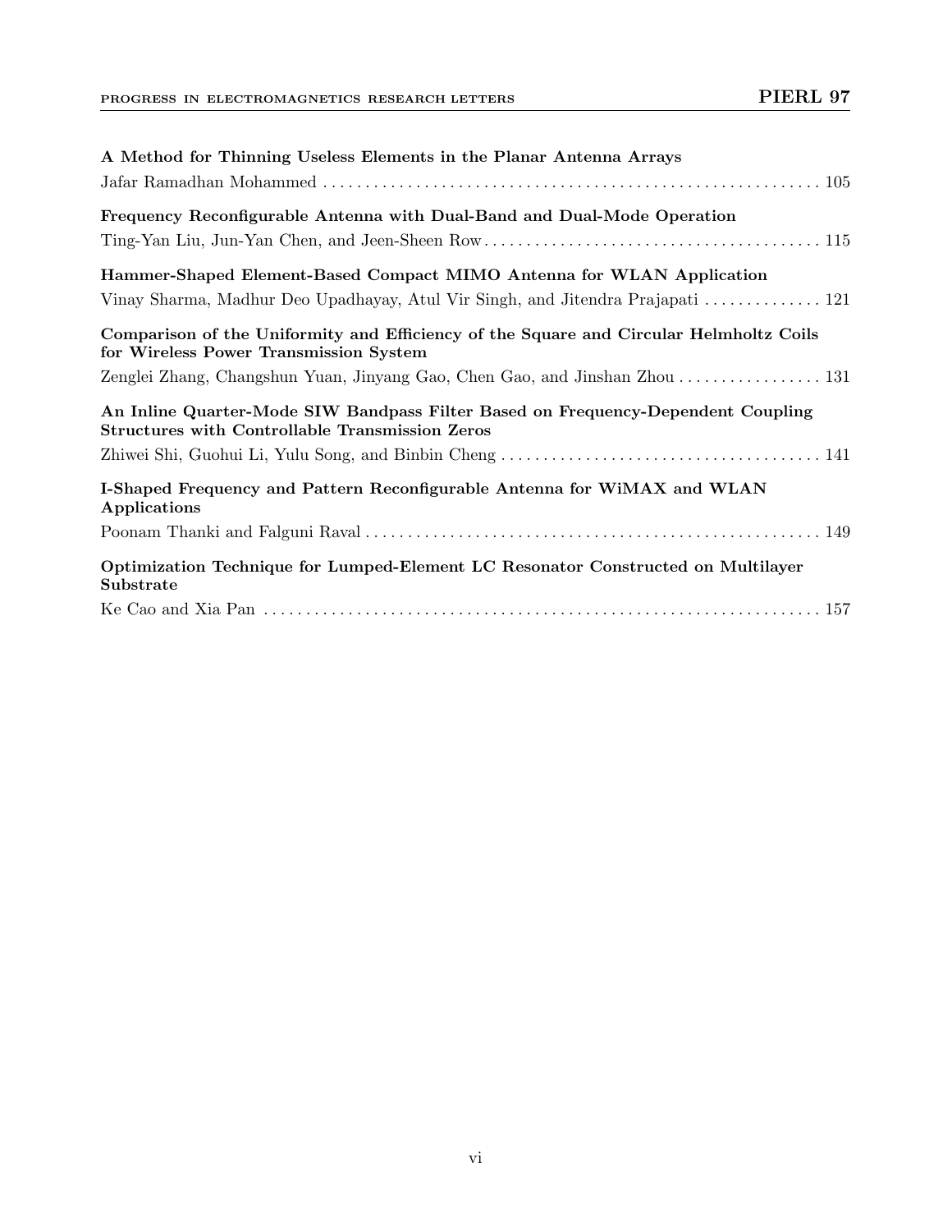**A Method for Thinning Useless Elements in the Planar Antenna Arrays**

Jafar Ramadhan Mohammed . . . . . . . . . . . . . . . . . . . . . . . . . . . . . . . . . . . . . . . . . . . . . . . . . . . . . . . . . . . . 105

**Frequency Reconfigurable Antenna with Dual-Band and Dual-Mode Operation**

Ting-Yan Liu, Jun-Yan Chen, and Jeen-Sheen Row . . . . . . . . . . . . . . . . . . . . . . . . . . . . . . . . . . . . . . . . 115

**Hammer-Shaped Element-Based Compact MIMO Antenna for WLAN Application**

Vinay Sharma, Madhur Deo Upadhayay, Atul Vir Singh, and Jitendra Prajapati . . . . . . . . . . . . . . 121

**Comparison of the Uniformity and Efficiency of the Square and Circular Helmholtz Coils for Wireless Power Transmission System**

Zenglei Zhang, Changshun Yuan, Jinyang Gao, Chen Gao, and Jinshan Zhou . . . . . . . . . . . . . . . . . 131

**An Inline Quarter-Mode SIW Bandpass Filter Based on Frequency-Dependent Coupling Structures with Controllable Transmission Zeros**

Zhiwei Shi, Guohui Li, Yulu Song, and Binbin Cheng . . . . . . . . . . . . . . . . . . . . . . . . . . . . . . . . . . . . . . 141

**I-Shaped Frequency and Pattern Reconfigurable Antenna for WiMAX and WLAN Applications**

Poonam Thanki and Falguni Raval . . . . . . . . . . . . . . . . . . . . . . . . . . . . . . . . . . . . . . . . . . . . . . . . . . . . . . . 149

**Optimization Technique for Lumped-Element LC Resonator Constructed on Multilayer Substrate**

Ke Cao and Xia Pan . . . . . . . . . . . . . . . . . . . . . . . . . . . . . . . . . . . . . . . . . . . . . . . . . . . . . . . . . . . . . . . . . . . 157